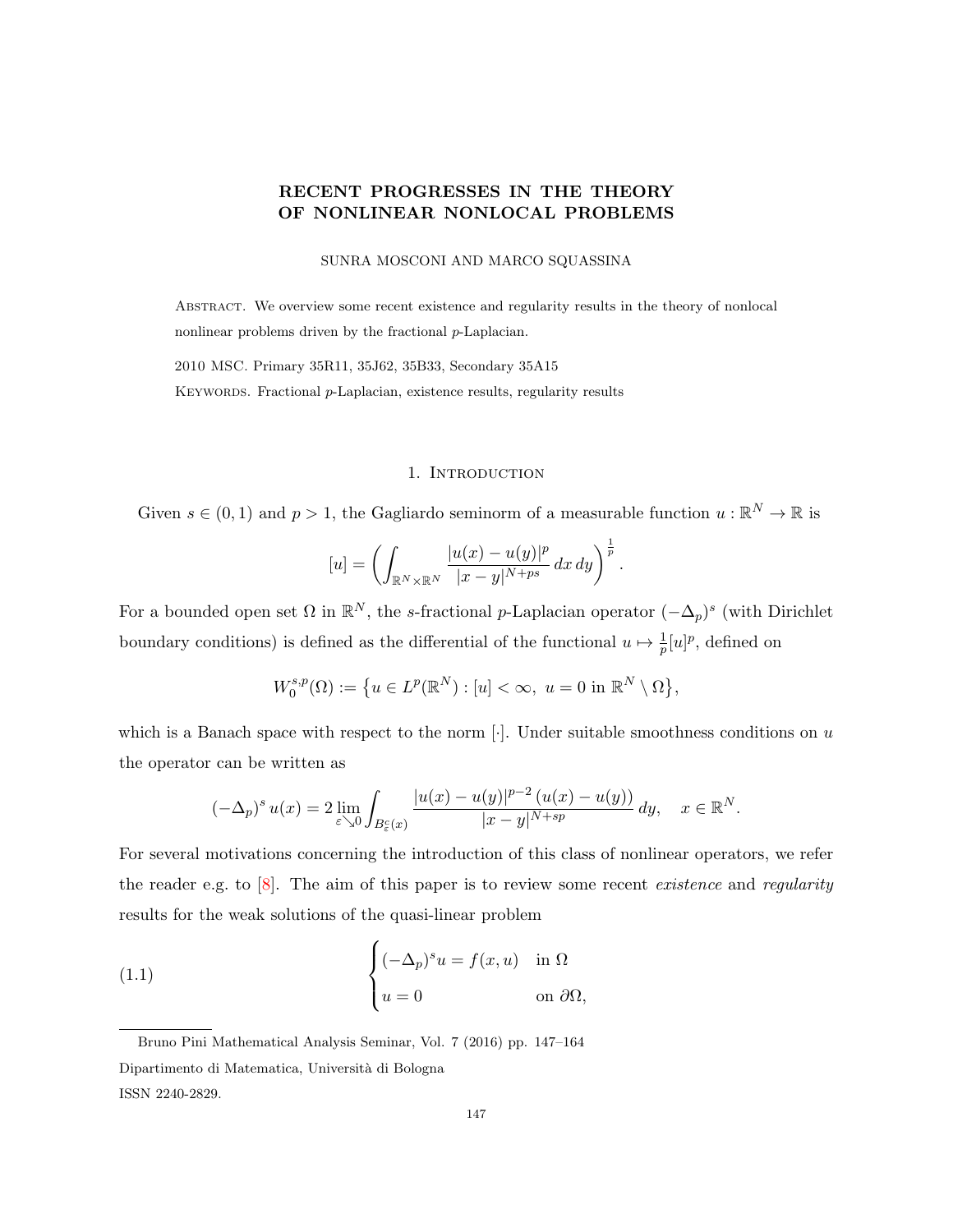# RECENT PROGRESSES IN THE THEORY OF NONLINEAR NONLOCAL PROBLEMS

SUNRA MOSCONI AND MARCO SQUASSINA

Abstract. We overview some recent existence and regularity results in the theory of nonlocal nonlinear problems driven by the fractional $p$-Laplacian.

2010 MSC. Primary 35R11, 35J62, 35B33, Secondary 35A15

Keywords. Fractional $p$-Laplacian, existence results, regularity results

## 1. Introduction

Given $s \in (0, 1)$ and $p > 1$, the Gagliardo seminorm of a measurable function $u : \mathbb{R}^N \to \mathbb{R}$ is

$$[u] = \left( \int_{\mathbb{R}^N \times \mathbb{R}^N} \frac{|u(x) - u(y)|^p}{|x - y|^{N+ps}} \, dx \, dy \right)^{\frac{1}{p}}.$$

For a bounded open set $\Omega$ in $\mathbb{R}^N$, the $s$-fractional $p$-Laplacian operator $(-\Delta_p)^s$ (with Dirichlet boundary conditions) is defined as the differential of the functional $u \mapsto \frac{1}{p}[u]^p$, defined on

$$W_0^{s,p}(\Omega) := \left\{ u \in L^p(\mathbb{R}^N) : [u] < \infty, \ u = 0 \text{ in } \mathbb{R}^N \setminus \Omega \right\},$$

which is a Banach space with respect to the norm $[\cdot]$. Under suitable smoothness conditions on $u$ the operator can be written as

$$(-\Delta_p)^s \, u(x) = 2 \lim_{\varepsilon \searrow 0} \int_{B_\varepsilon^c(x)} \frac{|u(x) - u(y)|^{p-2} \, (u(x) - u(y))}{|x - y|^{N+sp}} \, dy, \quad x \in \mathbb{R}^N.$$

For several motivations concerning the introduction of this class of nonlinear operators, we refer the reader e.g. to [8]. The aim of this paper is to review some recent *existence* and *regularity* results for the weak solutions of the quasi-linear problem

$$\begin{cases} (-\Delta_p)^s u = f(x, u) & \text{in } \Omega \\ u = 0 & \text{on } \partial\Omega, \end{cases} \tag{1.1}$$

Bruno Pini Mathematical Analysis Seminar, Vol. 7 (2016) pp. 147–164

Dipartimento di Matematica, Università di Bologna

ISSN 2240-2829.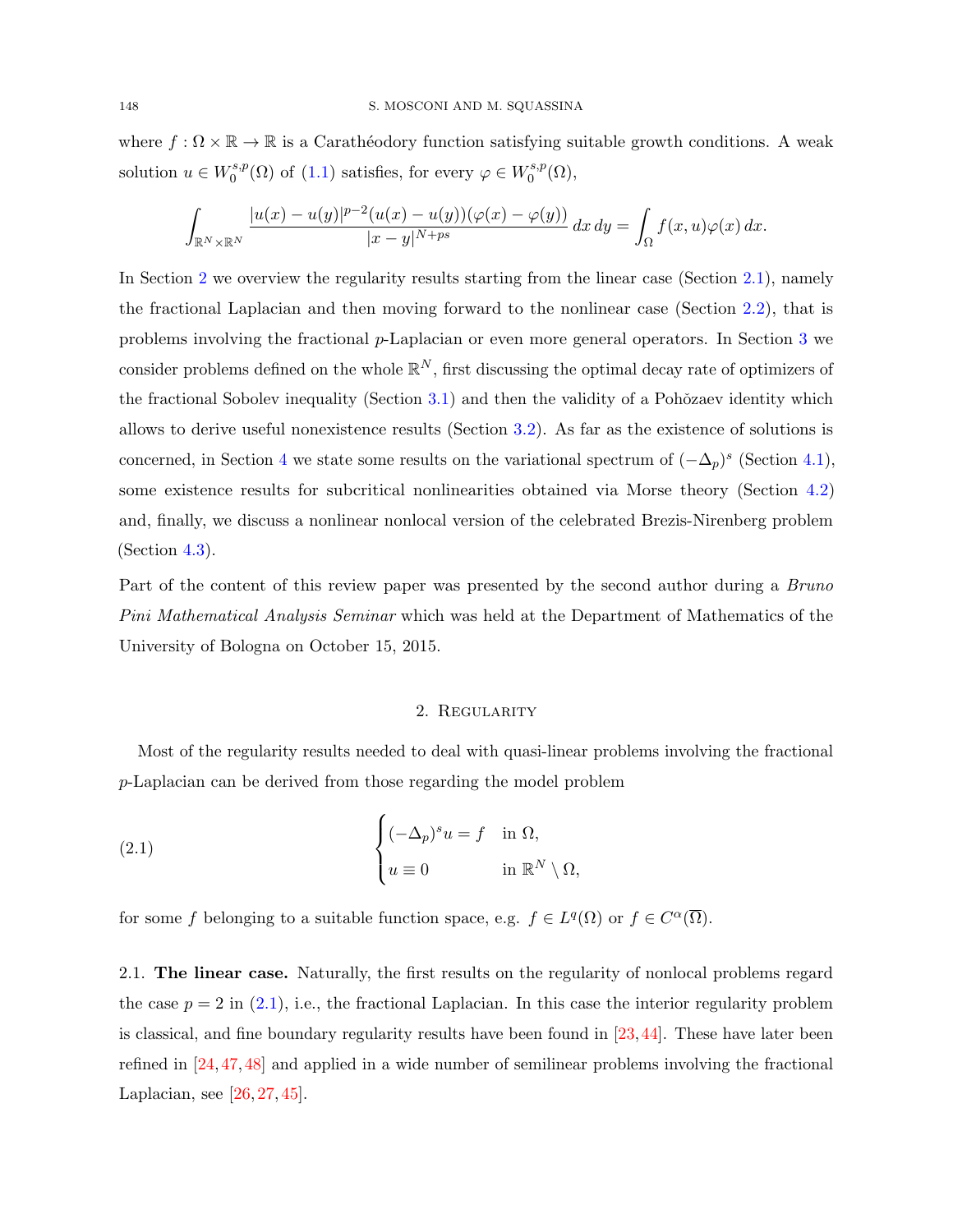where $f : \Omega \times \mathbb{R} \to \mathbb{R}$ is a Carathéodory function satisfying suitable growth conditions. A weak solution $u \in W_0^{s,p}(\Omega)$ of (1.1) satisfies, for every $\varphi \in W_0^{s,p}(\Omega)$,

$$\int_{\mathbb{R}^N \times \mathbb{R}^N} \frac{|u(x) - u(y)|^{p-2}(u(x) - u(y))(\varphi(x) - \varphi(y))}{|x - y|^{N+ps}} \, dx \, dy = \int_\Omega f(x, u)\varphi(x) \, dx.$$

In Section 2 we overview the regularity results starting from the linear case (Section 2.1), namely the fractional Laplacian and then moving forward to the nonlinear case (Section 2.2), that is problems involving the fractional $p$-Laplacian or even more general operators. In Section 3 we consider problems defined on the whole $\mathbb{R}^N$, first discussing the optimal decay rate of optimizers of the fractional Sobolev inequality (Section 3.1) and then the validity of a Pohǒzaev identity which allows to derive useful nonexistence results (Section 3.2). As far as the existence of solutions is concerned, in Section 4 we state some results on the variational spectrum of $(-\Delta_p)^s$ (Section 4.1), some existence results for subcritical nonlinearities obtained via Morse theory (Section 4.2) and, finally, we discuss a nonlinear nonlocal version of the celebrated Brezis-Nirenberg problem (Section 4.3).

Part of the content of this review paper was presented by the second author during a *Bruno Pini Mathematical Analysis Seminar* which was held at the Department of Mathematics of the University of Bologna on October 15, 2015.

## 2. Regularity

Most of the regularity results needed to deal with quasi-linear problems involving the fractional $p$-Laplacian can be derived from those regarding the model problem

$$\begin{cases} (-\Delta_p)^s u = f & \text{in } \Omega, \\ u \equiv 0 & \text{in } \mathbb{R}^N \setminus \Omega, \end{cases} \tag{2.1}$$

for some $f$ belonging to a suitable function space, e.g. $f \in L^q(\Omega)$ or $f \in C^\alpha(\overline{\Omega})$.

### 2.1. The linear case.

Naturally, the first results on the regularity of nonlocal problems regard the case $p = 2$ in (2.1), i.e., the fractional Laplacian. In this case the interior regularity problem is classical, and fine boundary regularity results have been found in [23, 44]. These have later been refined in [24, 47, 48] and applied in a wide number of semilinear problems involving the fractional Laplacian, see [26, 27, 45].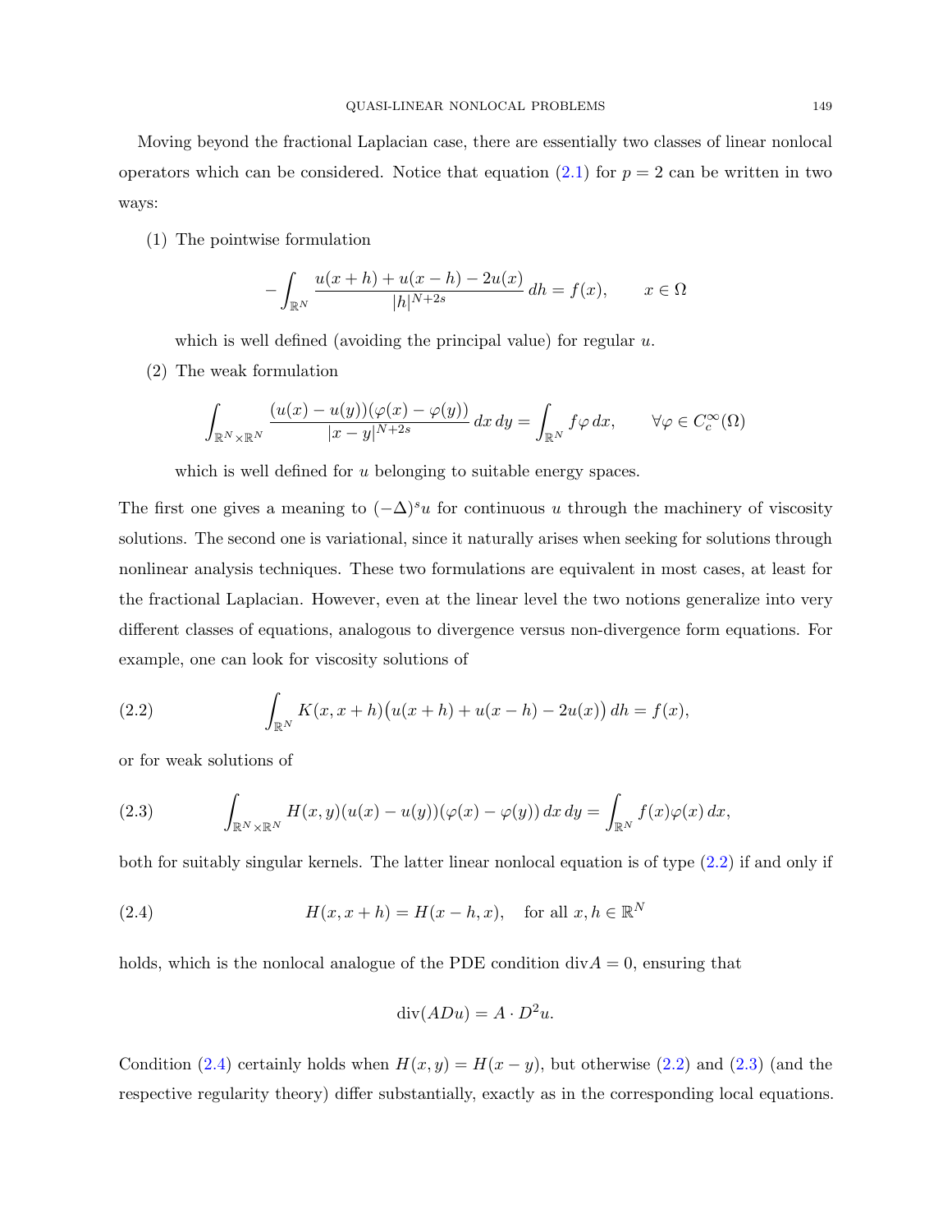Moving beyond the fractional Laplacian case, there are essentially two classes of linear nonlocal operators which can be considered. Notice that equation (2.1) for $p = 2$ can be written in two ways:

(1) The pointwise formulation

$$-\int_{\mathbb{R}^N} \frac{u(x+h) + u(x-h) - 2u(x)}{|h|^{N+2s}}\, dh = f(x), \qquad x \in \Omega$$

which is well defined (avoiding the principal value) for regular $u$.

(2) The weak formulation

$$\int_{\mathbb{R}^N \times \mathbb{R}^N} \frac{(u(x) - u(y))(\varphi(x) - \varphi(y))}{|x-y|^{N+2s}}\, dx\, dy = \int_{\mathbb{R}^N} f\varphi\, dx, \qquad \forall \varphi \in C_c^\infty(\Omega)$$

which is well defined for $u$ belonging to suitable energy spaces.

The first one gives a meaning to $(-\Delta)^s u$ for continuous $u$ through the machinery of viscosity solutions. The second one is variational, since it naturally arises when seeking for solutions through nonlinear analysis techniques. These two formulations are equivalent in most cases, at least for the fractional Laplacian. However, even at the linear level the two notions generalize into very different classes of equations, analogous to divergence versus non-divergence form equations. For example, one can look for viscosity solutions of

$$\int_{\mathbb{R}^N} K(x, x+h)\big(u(x+h) + u(x-h) - 2u(x)\big)\, dh = f(x), \tag{2.2}$$

or for weak solutions of

$$\int_{\mathbb{R}^N \times \mathbb{R}^N} H(x,y)(u(x) - u(y))(\varphi(x) - \varphi(y))\, dx\, dy = \int_{\mathbb{R}^N} f(x)\varphi(x)\, dx, \tag{2.3}$$

both for suitably singular kernels. The latter linear nonlocal equation is of type (2.2) if and only if

$$H(x, x+h) = H(x-h, x), \quad \text{for all } x, h \in \mathbb{R}^N \tag{2.4}$$

holds, which is the nonlocal analogue of the PDE condition $\mathrm{div} A = 0$, ensuring that

$$\mathrm{div}(ADu) = A \cdot D^2 u.$$

Condition (2.4) certainly holds when $H(x,y) = H(x-y)$, but otherwise (2.2) and (2.3) (and the respective regularity theory) differ substantially, exactly as in the corresponding local equations.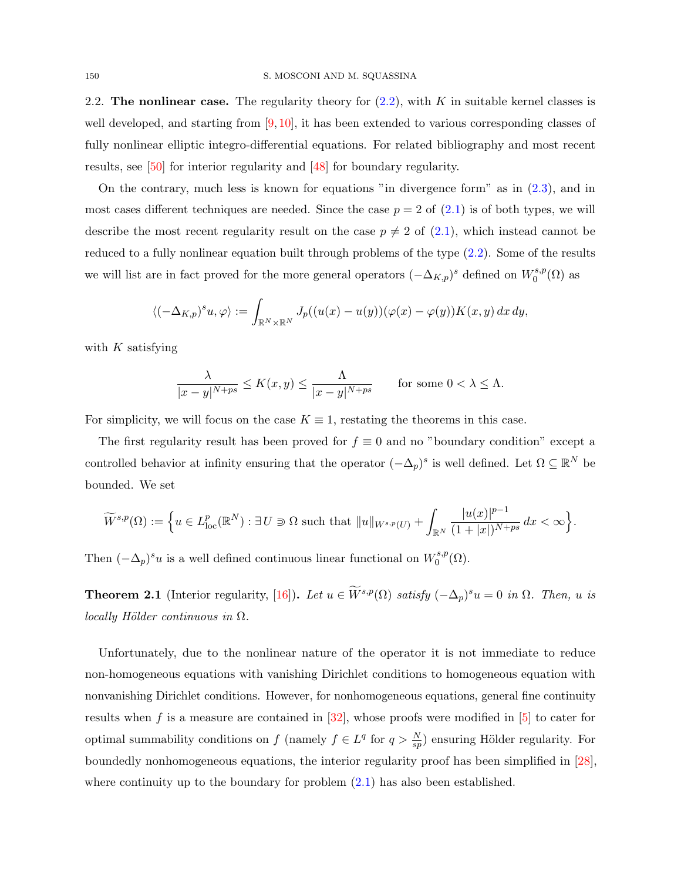2.2. **The nonlinear case.** The regularity theory for (2.2), with $K$ in suitable kernel classes is well developed, and starting from [9, 10], it has been extended to various corresponding classes of fully nonlinear elliptic integro-differential equations. For related bibliography and most recent results, see [50] for interior regularity and [48] for boundary regularity.

On the contrary, much less is known for equations "in divergence form" as in (2.3), and in most cases different techniques are needed. Since the case $p = 2$ of (2.1) is of both types, we will describe the most recent regularity result on the case $p \neq 2$ of (2.1), which instead cannot be reduced to a fully nonlinear equation built through problems of the type (2.2). Some of the results we will list are in fact proved for the more general operators $(-\Delta_{K,p})^s$ defined on $W_0^{s,p}(\Omega)$ as

$$\langle (-\Delta_{K,p})^s u, \varphi\rangle := \int_{\mathbb{R}^N\times\mathbb{R}^N} J_p((u(x)-u(y))(\varphi(x)-\varphi(y))K(x,y)\,dx\,dy,$$

with $K$ satisfying

$$\frac{\lambda}{|x-y|^{N+ps}} \leq K(x,y) \leq \frac{\Lambda}{|x-y|^{N+ps}} \qquad \text{for some } 0<\lambda\leq\Lambda.$$

For simplicity, we will focus on the case $K \equiv 1$, restating the theorems in this case.

The first regularity result has been proved for $f \equiv 0$ and no "boundary condition" except a controlled behavior at infinity ensuring that the operator $(-\Delta_p)^s$ is well defined. Let $\Omega \subseteq \mathbb{R}^N$ be bounded. We set

$$\widetilde{W}^{s,p}(\Omega) := \Big\{u \in L^p_{\rm loc}(\mathbb{R}^N) : \exists\, U \Supset \Omega \text{ such that } \|u\|_{W^{s,p}(U)} + \int_{\mathbb{R}^N} \frac{|u(x)|^{p-1}}{(1+|x|)^{N+ps}}\,dx < \infty\Big\}.$$

Then $(-\Delta_p)^s u$ is a well defined continuous linear functional on $W_0^{s,p}(\Omega)$.

**Theorem 2.1** (Interior regularity, [16])**.** *Let $u \in \widetilde{W}^{s,p}(\Omega)$ satisfy $(-\Delta_p)^s u = 0$ in $\Omega$. Then, $u$ is locally Hölder continuous in $\Omega$.*

Unfortunately, due to the nonlinear nature of the operator it is not immediate to reduce non-homogeneous equations with vanishing Dirichlet conditions to homogeneous equation with nonvanishing Dirichlet conditions. However, for nonhomogeneous equations, general fine continuity results when $f$ is a measure are contained in [32], whose proofs were modified in [5] to cater for optimal summability conditions on $f$ (namely $f \in L^q$ for $q > \frac{N}{sp}$) ensuring Hölder regularity. For boundedly nonhomogeneous equations, the interior regularity proof has been simplified in [28], where continuity up to the boundary for problem (2.1) has also been established.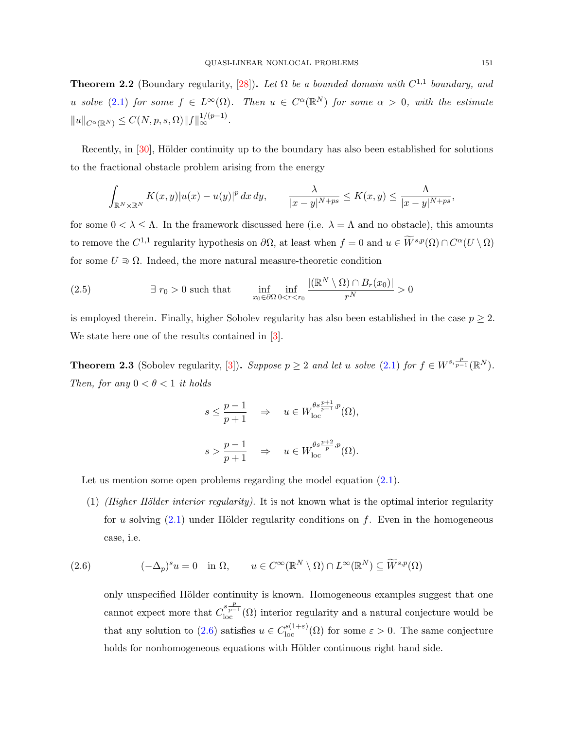**Theorem 2.2** (Boundary regularity, [28])**.** *Let $\Omega$ be a bounded domain with $C^{1,1}$ boundary, and $u$ solve (2.1) for some $f \in L^\infty(\Omega)$. Then $u \in C^\alpha(\mathbb{R}^N)$ for some $\alpha > 0$, with the estimate $\|u\|_{C^\alpha(\mathbb{R}^N)} \le C(N,p,s,\Omega)\|f\|_\infty^{1/(p-1)}$.*

Recently, in [30], Hölder continuity up to the boundary has also been established for solutions to the fractional obstacle problem arising from the energy

$$\int_{\mathbb{R}^N\times\mathbb{R}^N} K(x,y)|u(x)-u(y)|^p\,dx\,dy, \qquad \frac{\lambda}{|x-y|^{N+ps}} \le K(x,y) \le \frac{\Lambda}{|x-y|^{N+ps}},$$

for some $0 < \lambda \le \Lambda$. In the framework discussed here (i.e. $\lambda = \Lambda$ and no obstacle), this amounts to remove the $C^{1,1}$ regularity hypothesis on $\partial\Omega$, at least when $f = 0$ and $u \in \widetilde{W}^{s,p}(\Omega) \cap C^\alpha(U \setminus \Omega)$ for some $U \Supset \Omega$. Indeed, the more natural measure-theoretic condition

$$\exists\, r_0 > 0 \text{ such that } \qquad \inf_{x_0\in\partial\Omega}\inf_{0<r<r_0} \frac{|(\mathbb{R}^N\setminus\Omega)\cap B_r(x_0)|}{r^N} > 0 \tag{2.5}$$

is employed therein. Finally, higher Sobolev regularity has also been established in the case $p \ge 2$. We state here one of the results contained in [3].

**Theorem 2.3** (Sobolev regularity, [3])**.** *Suppose $p \ge 2$ and let $u$ solve (2.1) for $f \in W^{s,\frac{p}{p-1}}(\mathbb{R}^N)$. Then, for any $0 < \theta < 1$ it holds*

$$s \le \frac{p-1}{p+1} \quad \Rightarrow \quad u \in W^{\theta s\frac{p+1}{p-1},p}_{\rm loc}(\Omega),$$

$$s > \frac{p-1}{p+1} \quad \Rightarrow \quad u \in W^{\theta s\frac{p+2}{p},p}_{\rm loc}(\Omega).$$

Let us mention some open problems regarding the model equation (2.1).

(1) *(Higher Hölder interior regularity).* It is not known what is the optimal interior regularity for $u$ solving (2.1) under Hölder regularity conditions on $f$. Even in the homogeneous case, i.e.

$$(-\Delta_p)^s u = 0 \quad \text{in } \Omega, \qquad u \in C^\infty(\mathbb{R}^N\setminus\Omega)\cap L^\infty(\mathbb{R}^N) \subseteq \widetilde{W}^{s,p}(\Omega) \tag{2.6}$$

only unspecified Hölder continuity is known. Homogeneous examples suggest that one cannot expect more that $C^{s\frac{p}{p-1}}_{\rm loc}(\Omega)$ interior regularity and a natural conjecture would be that any solution to (2.6) satisfies $u \in C^{s(1+\varepsilon)}_{\rm loc}(\Omega)$ for some $\varepsilon > 0$. The same conjecture holds for nonhomogeneous equations with Hölder continuous right hand side.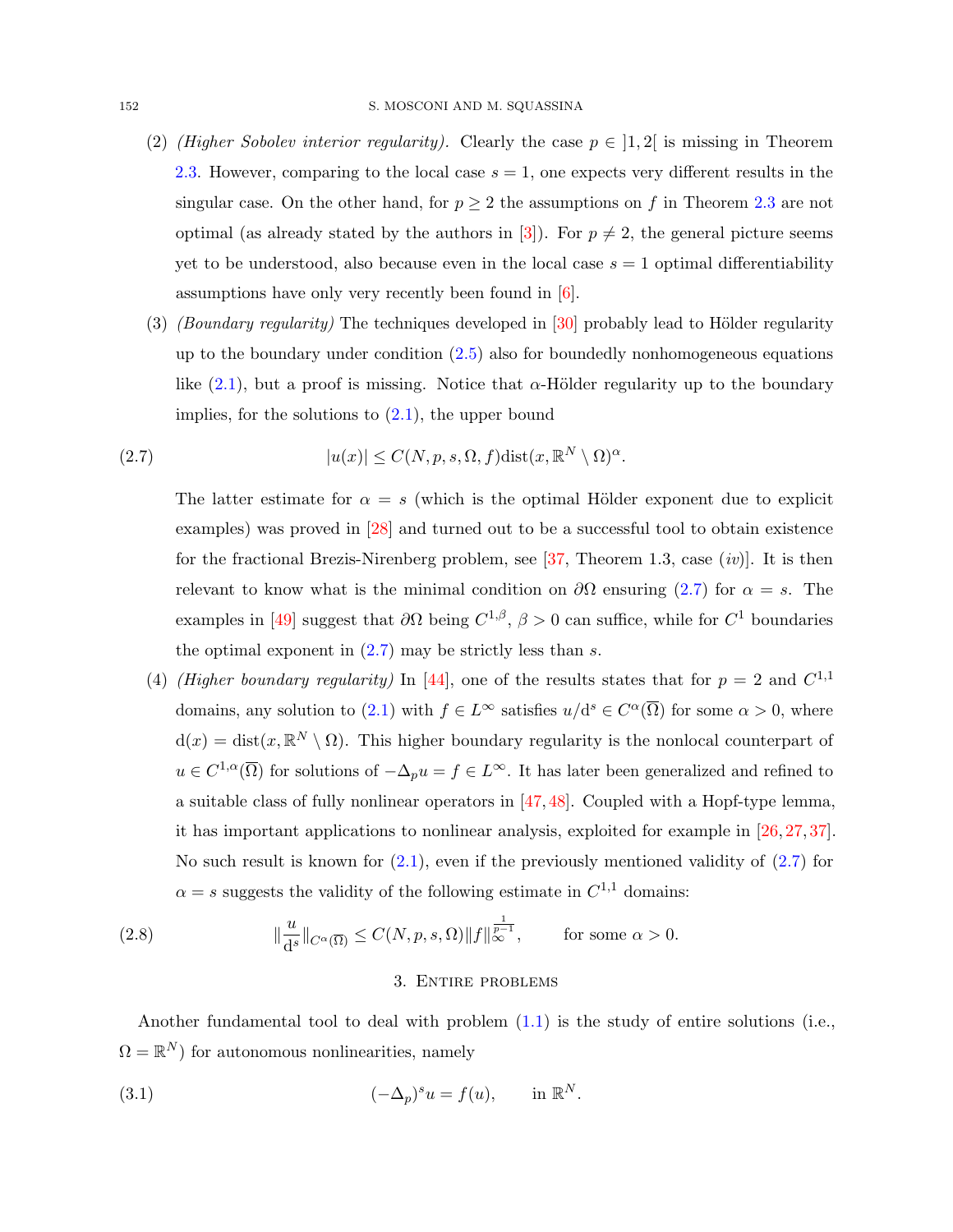(2) *(Higher Sobolev interior regularity).* Clearly the case $p \in ]1, 2[$ is missing in Theorem 2.3. However, comparing to the local case $s = 1$, one expects very different results in the singular case. On the other hand, for $p \geq 2$ the assumptions on $f$ in Theorem 2.3 are not optimal (as already stated by the authors in [3]). For $p \neq 2$, the general picture seems yet to be understood, also because even in the local case $s = 1$ optimal differentiability assumptions have only very recently been found in [6].

(3) *(Boundary regularity)* The techniques developed in [30] probably lead to Hölder regularity up to the boundary under condition (2.5) also for boundedly nonhomogeneous equations like (2.1), but a proof is missing. Notice that $\alpha$-Hölder regularity up to the boundary implies, for the solutions to (2.1), the upper bound

$$|u(x)| \leq C(N, p, s, \Omega, f)\mathrm{dist}(x, \mathbb{R}^N \setminus \Omega)^{\alpha}. \tag{2.7}$$

The latter estimate for $\alpha = s$ (which is the optimal Hölder exponent due to explicit examples) was proved in [28] and turned out to be a successful tool to obtain existence for the fractional Brezis-Nirenberg problem, see [37, Theorem 1.3, case *(iv)*]. It is then relevant to know what is the minimal condition on $\partial\Omega$ ensuring (2.7) for $\alpha = s$. The examples in [49] suggest that $\partial\Omega$ being $C^{1,\beta}$, $\beta > 0$ can suffice, while for $C^1$ boundaries the optimal exponent in (2.7) may be strictly less than $s$.

(4) *(Higher boundary regularity)* In [44], one of the results states that for $p = 2$ and $C^{1,1}$ domains, any solution to (2.1) with $f \in L^\infty$ satisfies $u/\mathrm{d}^s \in C^\alpha(\overline{\Omega})$ for some $\alpha > 0$, where $\mathrm{d}(x) = \mathrm{dist}(x, \mathbb{R}^N \setminus \Omega)$. This higher boundary regularity is the nonlocal counterpart of $u \in C^{1,\alpha}(\overline{\Omega})$ for solutions of $-\Delta_p u = f \in L^\infty$. It has later been generalized and refined to a suitable class of fully nonlinear operators in [47, 48]. Coupled with a Hopf-type lemma, it has important applications to nonlinear analysis, exploited for example in [26, 27, 37]. No such result is known for (2.1), even if the previously mentioned validity of (2.7) for $\alpha = s$ suggests the validity of the following estimate in $C^{1,1}$ domains:

$$\|\frac{u}{\mathrm{d}^s}\|_{C^\alpha(\overline{\Omega})} \leq C(N, p, s, \Omega)\|f\|_\infty^{\frac{1}{p-1}}, \qquad \text{for some } \alpha > 0. \tag{2.8}$$

## 3. Entire problems

Another fundamental tool to deal with problem (1.1) is the study of entire solutions (i.e., $\Omega = \mathbb{R}^N$) for autonomous nonlinearities, namely

$$(-\Delta_p)^s u = f(u), \qquad \text{in } \mathbb{R}^N. \tag{3.1}$$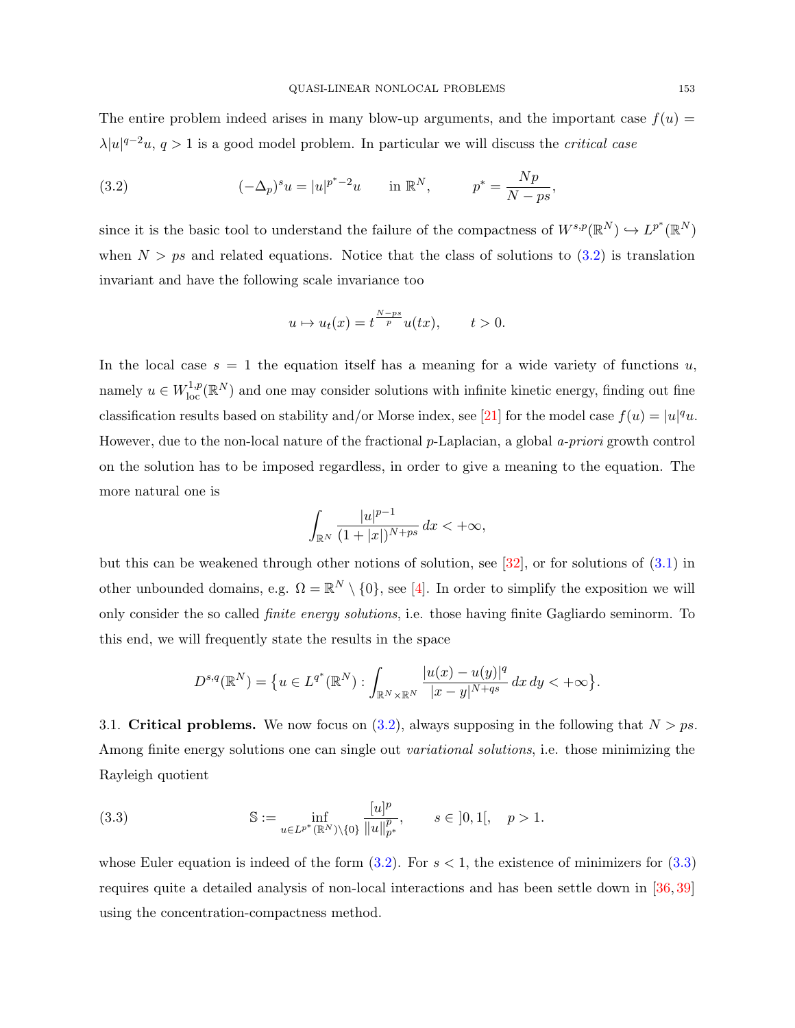The entire problem indeed arises in many blow-up arguments, and the important case $f(u) = \lambda|u|^{q-2}u$, $q > 1$ is a good model problem. In particular we will discuss the *critical case*

$$(-\Delta_p)^s u = |u|^{p^*-2}u \qquad \text{in } \mathbb{R}^N, \qquad p^* = \frac{Np}{N-ps}, \tag{3.2}$$

since it is the basic tool to understand the failure of the compactness of $W^{s,p}(\mathbb{R}^N) \hookrightarrow L^{p^*}(\mathbb{R}^N)$ when $N > ps$ and related equations. Notice that the class of solutions to (3.2) is translation invariant and have the following scale invariance too

$$u \mapsto u_t(x) = t^{\frac{N-ps}{p}} u(tx), \qquad t > 0.$$

In the local case $s = 1$ the equation itself has a meaning for a wide variety of functions $u$, namely $u \in W^{1,p}_{\rm loc}(\mathbb{R}^N)$ and one may consider solutions with infinite kinetic energy, finding out fine classification results based on stability and/or Morse index, see [21] for the model case $f(u) = |u|^q u$. However, due to the non-local nature of the fractional $p$-Laplacian, a global *a-priori* growth control on the solution has to be imposed regardless, in order to give a meaning to the equation. The more natural one is

$$\int_{\mathbb{R}^N} \frac{|u|^{p-1}}{(1+|x|)^{N+ps}}\, dx < +\infty,$$

but this can be weakened through other notions of solution, see [32], or for solutions of (3.1) in other unbounded domains, e.g. $\Omega = \mathbb{R}^N \setminus \{0\}$, see [4]. In order to simplify the exposition we will only consider the so called *finite energy solutions*, i.e. those having finite Gagliardo seminorm. To this end, we will frequently state the results in the space

$$D^{s,q}(\mathbb{R}^N) = \big\{u \in L^{q^*}(\mathbb{R}^N) : \int_{\mathbb{R}^N\times\mathbb{R}^N} \frac{|u(x)-u(y)|^q}{|x-y|^{N+qs}}\, dx\, dy < +\infty\big\}.$$

3.1. **Critical problems.** We now focus on (3.2), always supposing in the following that $N > ps$. Among finite energy solutions one can single out *variational solutions*, i.e. those minimizing the Rayleigh quotient

$$\mathbb{S} := \inf_{u\in L^{p^*}(\mathbb{R}^N)\setminus\{0\}} \frac{[u]^p}{\|u\|^p_{p^*}}, \qquad s \in\, ]0,1[, \quad p > 1. \tag{3.3}$$

whose Euler equation is indeed of the form (3.2). For $s < 1$, the existence of minimizers for (3.3) requires quite a detailed analysis of non-local interactions and has been settle down in [36, 39] using the concentration-compactness method.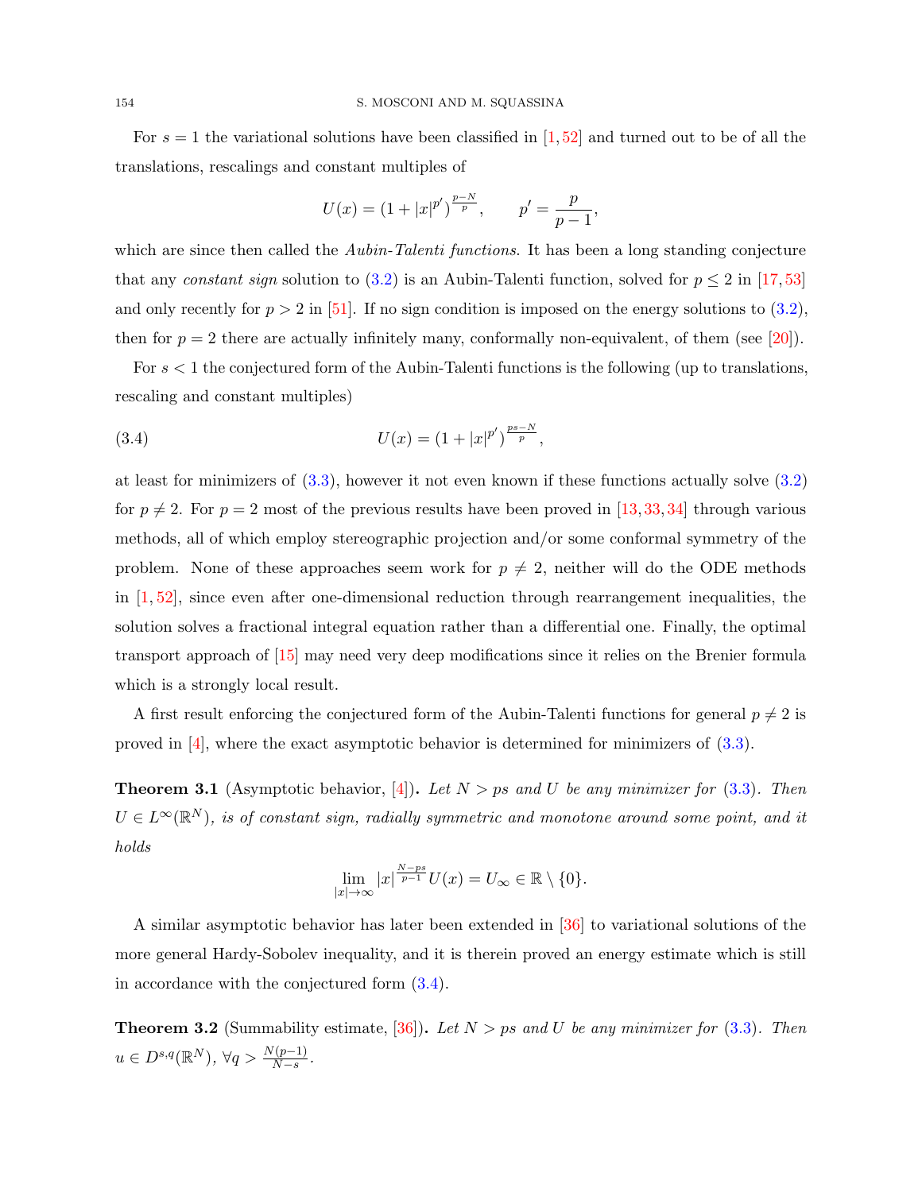For $s = 1$ the variational solutions have been classified in [1, 52] and turned out to be of all the translations, rescalings and constant multiples of

$$U(x) = (1 + |x|^{p'})^{\frac{p-N}{p}}, \qquad p' = \frac{p}{p-1},$$

which are since then called the *Aubin-Talenti functions*. It has been a long standing conjecture that any *constant sign* solution to (3.2) is an Aubin-Talenti function, solved for $p \leq 2$ in [17, 53] and only recently for $p > 2$ in [51]. If no sign condition is imposed on the energy solutions to (3.2), then for $p = 2$ there are actually infinitely many, conformally non-equivalent, of them (see [20]).

For $s < 1$ the conjectured form of the Aubin-Talenti functions is the following (up to translations, rescaling and constant multiples)

$$U(x) = (1 + |x|^{p'})^{\frac{ps-N}{p}}, \tag{3.4}$$

at least for minimizers of (3.3), however it not even known if these functions actually solve (3.2) for $p \neq 2$. For $p = 2$ most of the previous results have been proved in [13, 33, 34] through various methods, all of which employ stereographic projection and/or some conformal symmetry of the problem. None of these approaches seem work for $p \neq 2$, neither will do the ODE methods in [1, 52], since even after one-dimensional reduction through rearrangement inequalities, the solution solves a fractional integral equation rather than a differential one. Finally, the optimal transport approach of [15] may need very deep modifications since it relies on the Brenier formula which is a strongly local result.

A first result enforcing the conjectured form of the Aubin-Talenti functions for general $p \neq 2$ is proved in [4], where the exact asymptotic behavior is determined for minimizers of (3.3).

**Theorem 3.1** (Asymptotic behavior, [4]). *Let $N > ps$ and $U$ be any minimizer for (3.3). Then $U \in L^\infty(\mathbb{R}^N)$, is of constant sign, radially symmetric and monotone around some point, and it holds*

$$\lim_{|x|\to\infty} |x|^{\frac{N-ps}{p-1}} U(x) = U_\infty \in \mathbb{R} \setminus \{0\}.$$

A similar asymptotic behavior has later been extended in [36] to variational solutions of the more general Hardy-Sobolev inequality, and it is therein proved an energy estimate which is still in accordance with the conjectured form (3.4).

**Theorem 3.2** (Summability estimate, [36]). *Let $N > ps$ and $U$ be any minimizer for (3.3). Then $u \in D^{s,q}(\mathbb{R}^N)$, $\forall q > \frac{N(p-1)}{N-s}$.*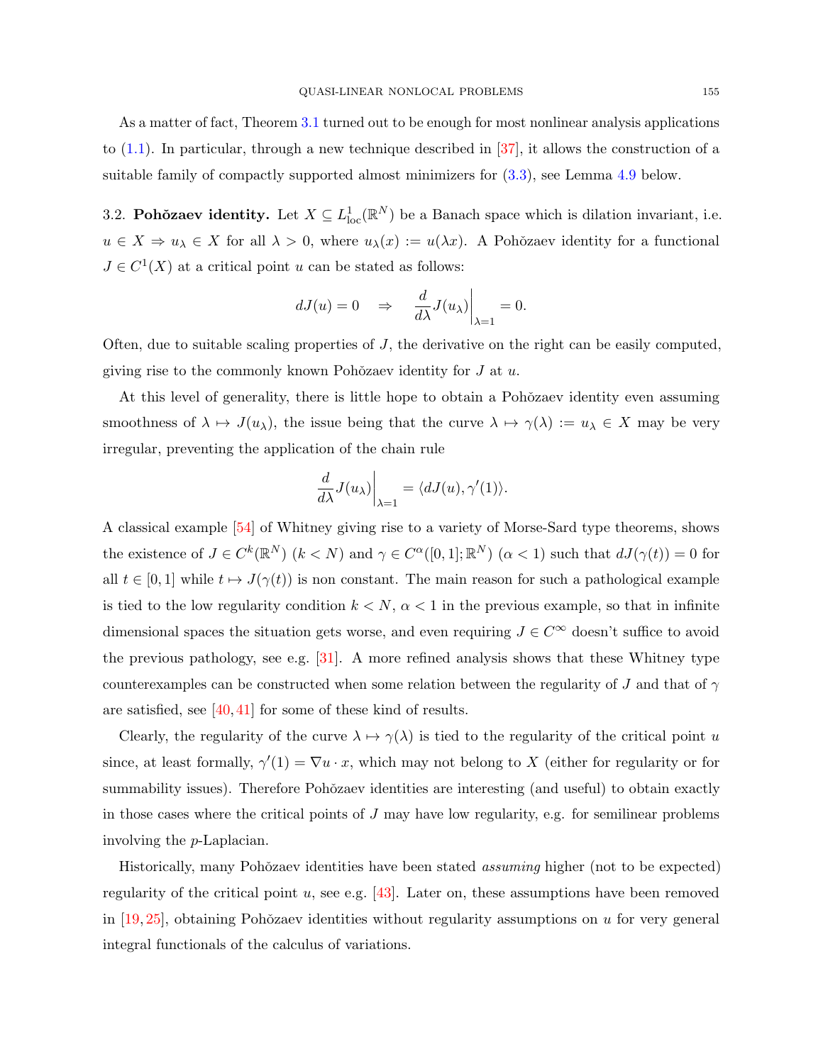As a matter of fact, Theorem 3.1 turned out to be enough for most nonlinear analysis applications to (1.1). In particular, through a new technique described in [37], it allows the construction of a suitable family of compactly supported almost minimizers for (3.3), see Lemma 4.9 below.

3.2. **Pohŏzaev identity.** Let $X \subseteq L^1_{\rm loc}(\mathbb{R}^N)$ be a Banach space which is dilation invariant, i.e. $u \in X \Rightarrow u_\lambda \in X$ for all $\lambda > 0$, where $u_\lambda(x) := u(\lambda x)$. A Pohŏzaev identity for a functional $J \in C^1(X)$ at a critical point $u$ can be stated as follows:

$$dJ(u) = 0 \quad \Rightarrow \quad \frac{d}{d\lambda} J(u_\lambda)\bigg|_{\lambda=1} = 0.$$

Often, due to suitable scaling properties of $J$, the derivative on the right can be easily computed, giving rise to the commonly known Pohŏzaev identity for $J$ at $u$.

At this level of generality, there is little hope to obtain a Pohŏzaev identity even assuming smoothness of $\lambda \mapsto J(u_\lambda)$, the issue being that the curve $\lambda \mapsto \gamma(\lambda) := u_\lambda \in X$ may be very irregular, preventing the application of the chain rule

$$\frac{d}{d\lambda} J(u_\lambda)\bigg|_{\lambda=1} = \langle dJ(u), \gamma'(1)\rangle.$$

A classical example [54] of Whitney giving rise to a variety of Morse-Sard type theorems, shows the existence of $J \in C^k(\mathbb{R}^N)$ $(k < N)$ and $\gamma \in C^\alpha([0,1]; \mathbb{R}^N)$ $(\alpha < 1)$ such that $dJ(\gamma(t)) = 0$ for all $t \in [0,1]$ while $t \mapsto J(\gamma(t))$ is non constant. The main reason for such a pathological example is tied to the low regularity condition $k < N$, $\alpha < 1$ in the previous example, so that in infinite dimensional spaces the situation gets worse, and even requiring $J \in C^\infty$ doesn't suffice to avoid the previous pathology, see e.g. [31]. A more refined analysis shows that these Whitney type counterexamples can be constructed when some relation between the regularity of $J$ and that of $\gamma$ are satisfied, see [40, 41] for some of these kind of results.

Clearly, the regularity of the curve $\lambda \mapsto \gamma(\lambda)$ is tied to the regularity of the critical point $u$ since, at least formally, $\gamma'(1) = \nabla u \cdot x$, which may not belong to $X$ (either for regularity or for summability issues). Therefore Pohŏzaev identities are interesting (and useful) to obtain exactly in those cases where the critical points of $J$ may have low regularity, e.g. for semilinear problems involving the $p$-Laplacian.

Historically, many Pohŏzaev identities have been stated *assuming* higher (not to be expected) regularity of the critical point $u$, see e.g. [43]. Later on, these assumptions have been removed in [19, 25], obtaining Pohŏzaev identities without regularity assumptions on $u$ for very general integral functionals of the calculus of variations.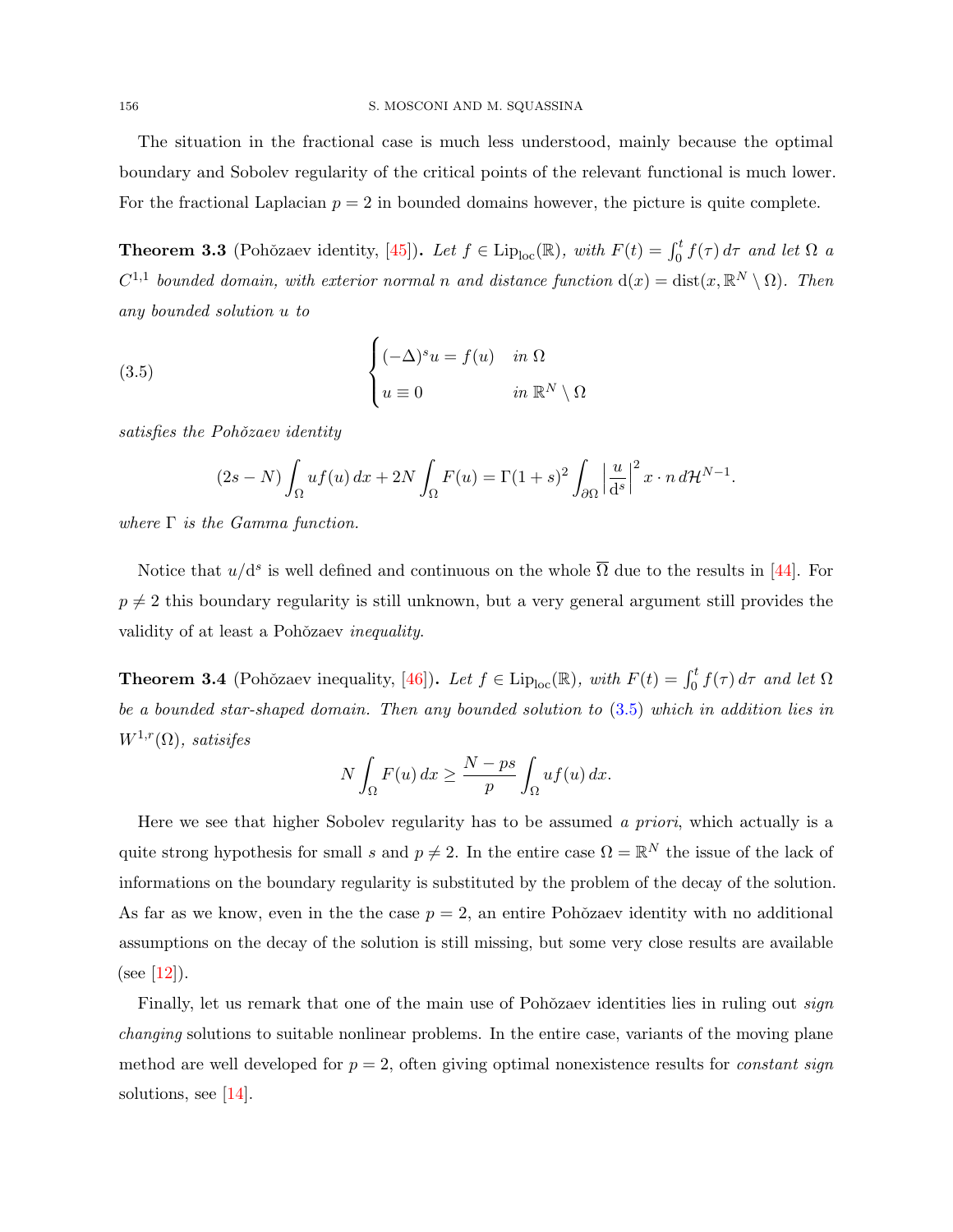The situation in the fractional case is much less understood, mainly because the optimal boundary and Sobolev regularity of the critical points of the relevant functional is much lower. For the fractional Laplacian $p = 2$ in bounded domains however, the picture is quite complete.

**Theorem 3.3** (Pohǒzaev identity, [45])**.** *Let $f \in \mathrm{Lip}_{\mathrm{loc}}(\mathbb{R})$, with $F(t) = \int_0^t f(\tau)\, d\tau$ and let $\Omega$ a $C^{1,1}$ bounded domain, with exterior normal $n$ and distance function $\mathrm{d}(x) = \mathrm{dist}(x, \mathbb{R}^N \setminus \Omega)$. Then any bounded solution $u$ to*

$$
\begin{cases}
(-\Delta)^s u = f(u) & \text{in } \Omega \\
u \equiv 0 & \text{in } \mathbb{R}^N \setminus \Omega
\end{cases}
\tag{3.5}
$$

*satisfies the Pohǒzaev identity*

$$
(2s - N) \int_\Omega u f(u)\, dx + 2N \int_\Omega F(u) = \Gamma(1+s)^2 \int_{\partial\Omega} \left| \frac{u}{\mathrm{d}^s} \right|^2 x \cdot n\, d\mathcal{H}^{N-1}.
$$

*where $\Gamma$ is the Gamma function.*

Notice that $u/\mathrm{d}^s$ is well defined and continuous on the whole $\overline{\Omega}$ due to the results in [44]. For $p \neq 2$ this boundary regularity is still unknown, but a very general argument still provides the validity of at least a Pohǒzaev *inequality*.

**Theorem 3.4** (Pohǒzaev inequality, [46])**.** *Let $f \in \mathrm{Lip}_{\mathrm{loc}}(\mathbb{R})$, with $F(t) = \int_0^t f(\tau)\, d\tau$ and let $\Omega$ be a bounded star-shaped domain. Then any bounded solution to (3.5) which in addition lies in $W^{1,r}(\Omega)$, satisifes*

$$
N \int_\Omega F(u)\, dx \geq \frac{N - ps}{p} \int_\Omega u f(u)\, dx.
$$

Here we see that higher Sobolev regularity has to be assumed *a priori*, which actually is a quite strong hypothesis for small $s$ and $p \neq 2$. In the entire case $\Omega = \mathbb{R}^N$ the issue of the lack of informations on the boundary regularity is substituted by the problem of the decay of the solution. As far as we know, even in the the case $p = 2$, an entire Pohǒzaev identity with no additional assumptions on the decay of the solution is still missing, but some very close results are available (see [12]).

Finally, let us remark that one of the main use of Pohǒzaev identities lies in ruling out *sign changing* solutions to suitable nonlinear problems. In the entire case, variants of the moving plane method are well developed for $p = 2$, often giving optimal nonexistence results for *constant sign* solutions, see [14].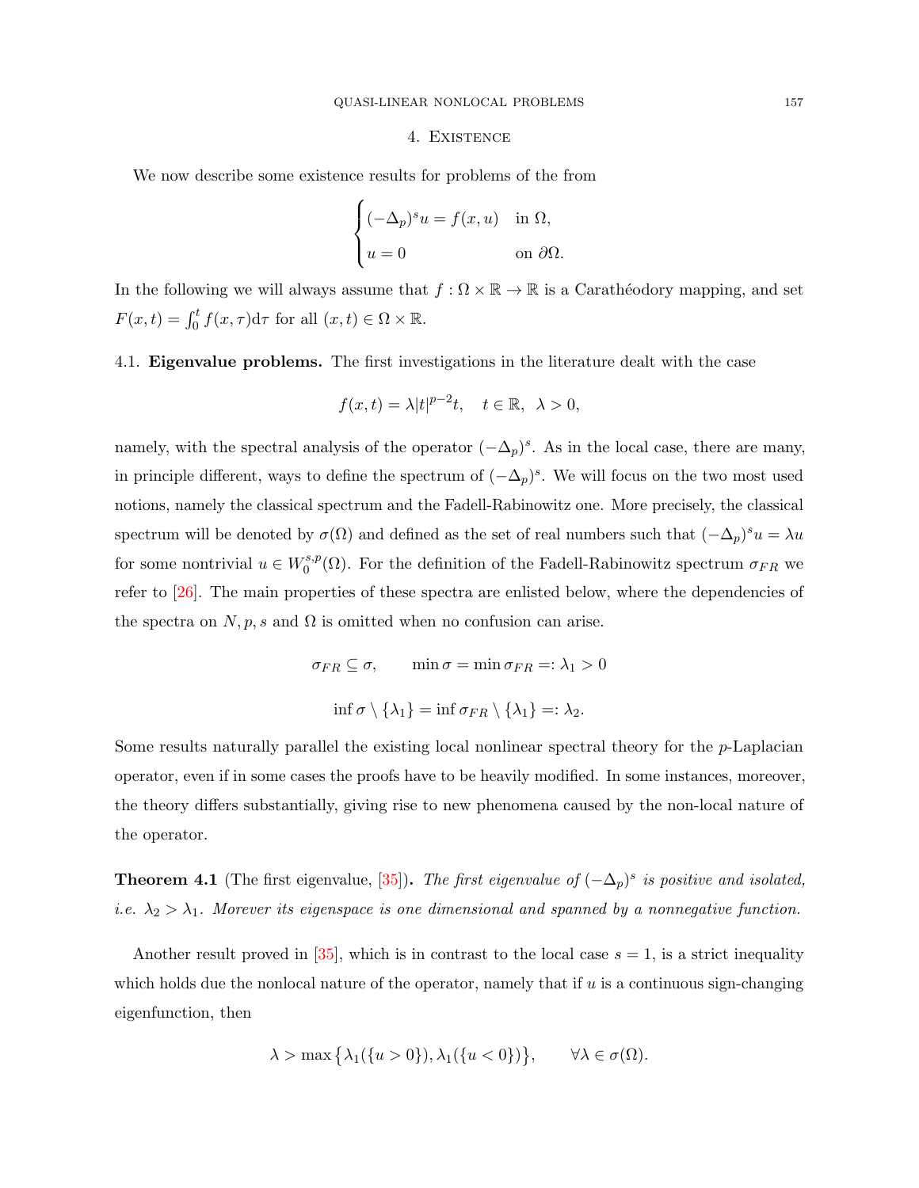## 4. Existence

We now describe some existence results for problems of the from

$$\begin{cases} (-\Delta_p)^s u = f(x,u) & \text{in } \Omega, \\ u = 0 & \text{on } \partial\Omega. \end{cases}$$

In the following we will always assume that $f : \Omega \times \mathbb{R} \to \mathbb{R}$ is a Carathéodory mapping, and set $F(x,t) = \int_0^t f(x,\tau)\mathrm{d}\tau$ for all $(x,t) \in \Omega \times \mathbb{R}$.

### 4.1. **Eigenvalue problems.**

The first investigations in the literature dealt with the case

$$f(x,t) = \lambda |t|^{p-2}t, \quad t \in \mathbb{R}, \ \ \lambda > 0,$$

namely, with the spectral analysis of the operator $(-\Delta_p)^s$. As in the local case, there are many, in principle different, ways to define the spectrum of $(-\Delta_p)^s$. We will focus on the two most used notions, namely the classical spectrum and the Fadell-Rabinowitz one. More precisely, the classical spectrum will be denoted by $\sigma(\Omega)$ and defined as the set of real numbers such that $(-\Delta_p)^s u = \lambda u$ for some nontrivial $u \in W_0^{s,p}(\Omega)$. For the definition of the Fadell-Rabinowitz spectrum $\sigma_{FR}$ we refer to [26]. The main properties of these spectra are enlisted below, where the dependencies of the spectra on $N, p, s$ and $\Omega$ is omitted when no confusion can arise.

$$\sigma_{FR} \subseteq \sigma, \qquad \min \sigma = \min \sigma_{FR} =: \lambda_1 > 0$$

$$\inf \sigma \setminus \{\lambda_1\} = \inf \sigma_{FR} \setminus \{\lambda_1\} =: \lambda_2.$$

Some results naturally parallel the existing local nonlinear spectral theory for the $p$-Laplacian operator, even if in some cases the proofs have to be heavily modified. In some instances, moreover, the theory differs substantially, giving rise to new phenomena caused by the non-local nature of the operator.

**Theorem 4.1** (The first eigenvalue, [35])**.** *The first eigenvalue of $(-\Delta_p)^s$ is positive and isolated, i.e. $\lambda_2 > \lambda_1$. Morever its eigenspace is one dimensional and spanned by a nonnegative function.*

Another result proved in [35], which is in contrast to the local case $s = 1$, is a strict inequality which holds due the nonlocal nature of the operator, namely that if $u$ is a continuous sign-changing eigenfunction, then

$$\lambda > \max\big\{\lambda_1(\{u > 0\}), \lambda_1(\{u < 0\})\big\}, \qquad \forall \lambda \in \sigma(\Omega).$$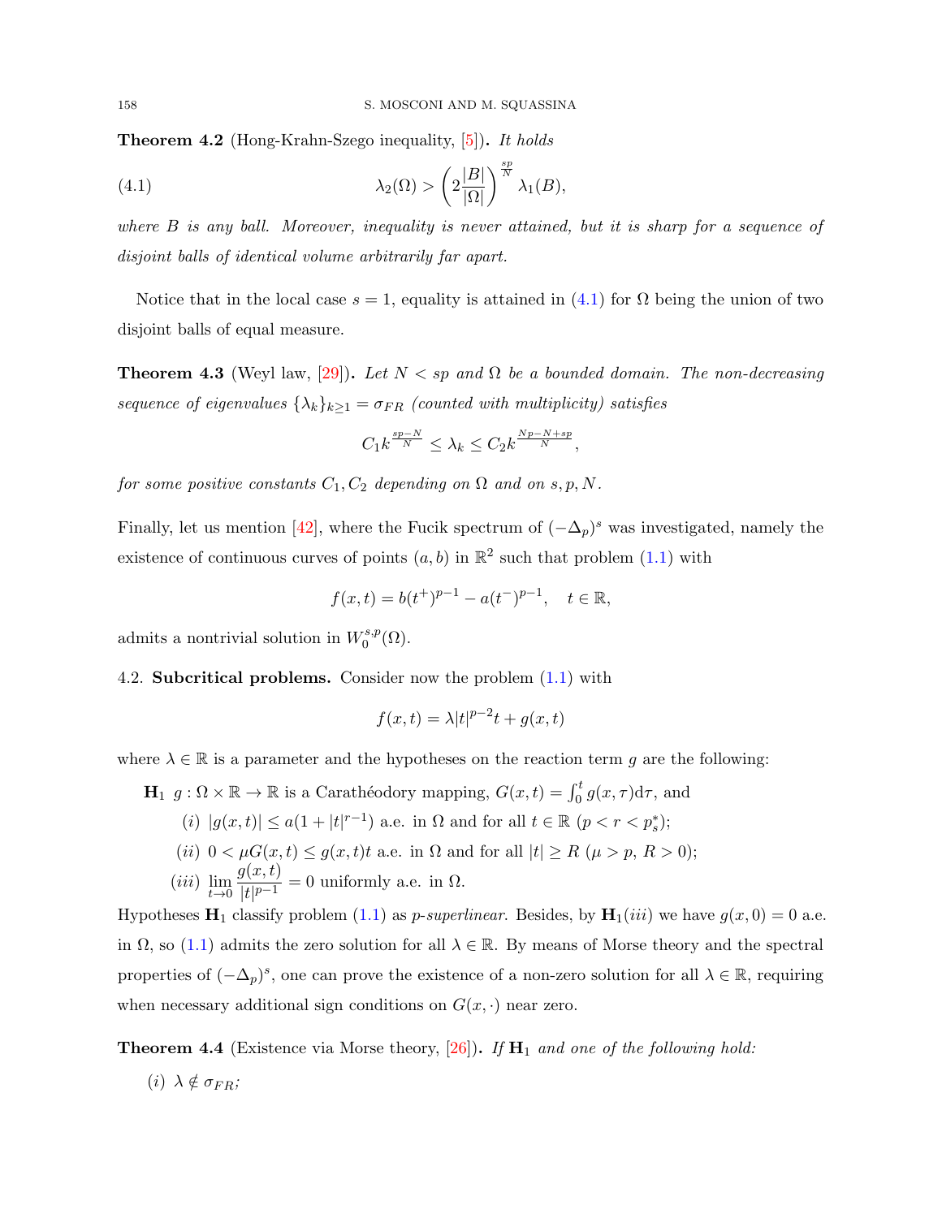**Theorem 4.2** (Hong-Krahn-Szego inequality, [5]). *It holds*

$$\lambda_2(\Omega) > \left(2\frac{|B|}{|\Omega|}\right)^{\frac{sp}{N}} \lambda_1(B), \tag{4.1}$$

*where $B$ is any ball. Moreover, inequality is never attained, but it is sharp for a sequence of disjoint balls of identical volume arbitrarily far apart.*

Notice that in the local case $s = 1$, equality is attained in (4.1) for $\Omega$ being the union of two disjoint balls of equal measure.

**Theorem 4.3** (Weyl law, [29]). *Let $N < sp$ and $\Omega$ be a bounded domain. The non-decreasing sequence of eigenvalues $\{\lambda_k\}_{k\geq 1} = \sigma_{FR}$ (counted with multiplicity) satisfies*

$$C_1 k^{\frac{sp-N}{N}} \leq \lambda_k \leq C_2 k^{\frac{Np-N+sp}{N}},$$

*for some positive constants $C_1, C_2$ depending on $\Omega$ and on $s, p, N$.*

Finally, let us mention [42], where the Fucik spectrum of $(-\Delta_p)^s$ was investigated, namely the existence of continuous curves of points $(a, b)$ in $\mathbb{R}^2$ such that problem (1.1) with

$$f(x, t) = b(t^+)^{p-1} - a(t^-)^{p-1}, \quad t \in \mathbb{R},$$

admits a nontrivial solution in $W_0^{s,p}(\Omega)$.

4.2. **Subcritical problems.** Consider now the problem (1.1) with

$$f(x, t) = \lambda |t|^{p-2} t + g(x, t)$$

where $\lambda \in \mathbb{R}$ is a parameter and the hypotheses on the reaction term $g$ are the following:

$\mathbf{H}_1$ $g : \Omega \times \mathbb{R} \to \mathbb{R}$ is a Carathéodory mapping, $G(x, t) = \int_0^t g(x, \tau)\mathrm{d}\tau$, and

- $(i)$ $|g(x, t)| \leq a(1 + |t|^{r-1})$ a.e. in $\Omega$ and for all $t \in \mathbb{R}$ ($p < r < p_s^*$);
- $(ii)$ $0 < \mu G(x, t) \leq g(x, t)t$ a.e. in $\Omega$ and for all $|t| \geq R$ ($\mu > p$, $R > 0$);
- $(iii)$ $\displaystyle\lim_{t\to 0} \frac{g(x, t)}{|t|^{p-1}} = 0$ uniformly a.e. in $\Omega$.

Hypotheses $\mathbf{H}_1$ classify problem (1.1) as *p-superlinear*. Besides, by $\mathbf{H}_1(iii)$ we have $g(x, 0) = 0$ a.e. in $\Omega$, so (1.1) admits the zero solution for all $\lambda \in \mathbb{R}$. By means of Morse theory and the spectral properties of $(-\Delta_p)^s$, one can prove the existence of a non-zero solution for all $\lambda \in \mathbb{R}$, requiring when necessary additional sign conditions on $G(x, \cdot)$ near zero.

**Theorem 4.4** (Existence via Morse theory, [26]). *If $\mathbf{H}_1$ and one of the following hold:*

*(i) $\lambda \notin \sigma_{FR}$;*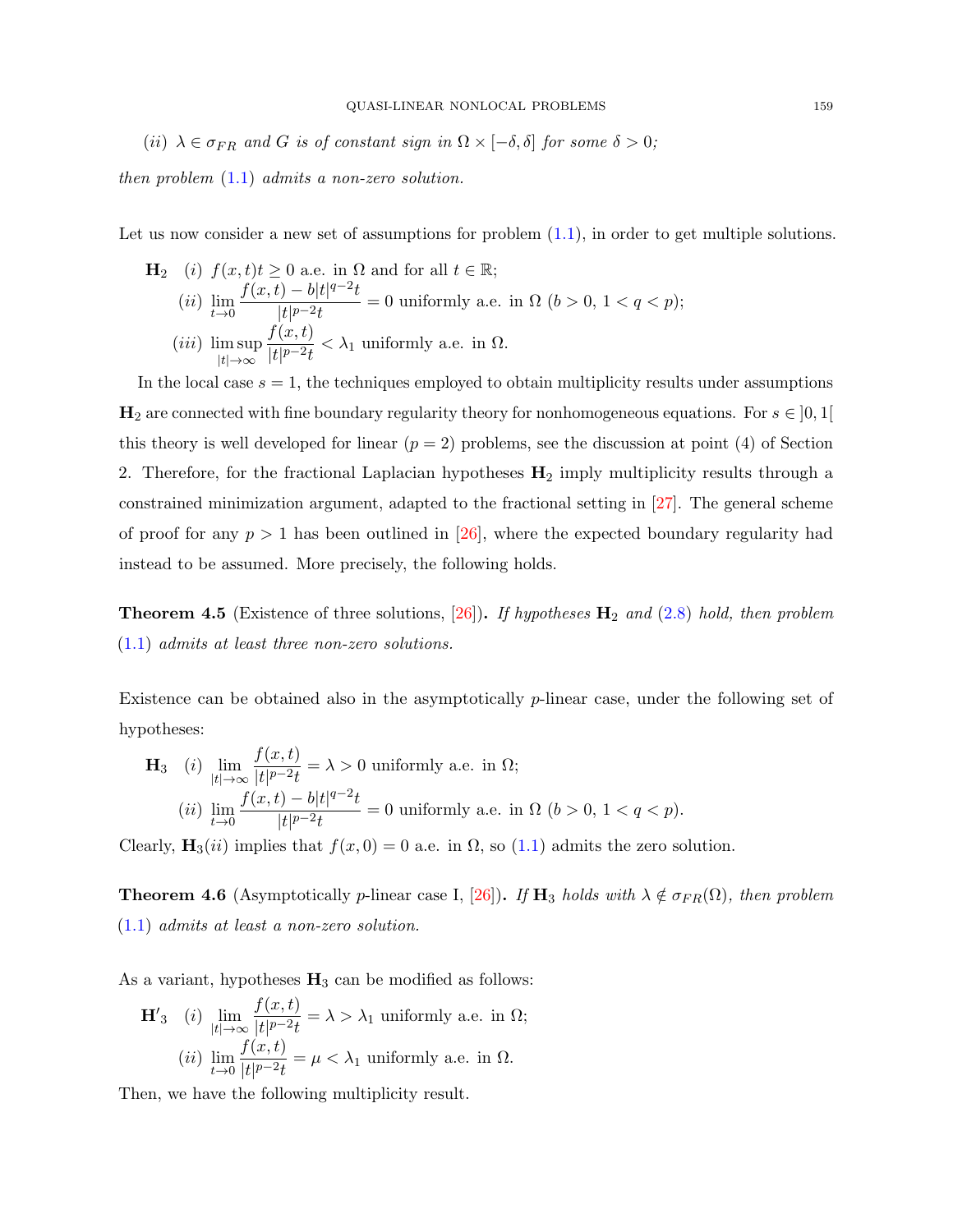(*ii*) $\lambda \in \sigma_{FR}$ *and* $G$ *is of constant sign in* $\Omega \times [-\delta, \delta]$ *for some* $\delta > 0$*;*

*then problem* (1.1) *admits a non-zero solution.*

Let us now consider a new set of assumptions for problem (1.1), in order to get multiple solutions.

$\mathbf{H}_2$ (*i*) $f(x,t)t \geq 0$ a.e. in $\Omega$ and for all $t \in \mathbb{R}$;

(*ii*) $\displaystyle\lim_{t\to 0} \frac{f(x,t) - b|t|^{q-2}t}{|t|^{p-2}t} = 0$ uniformly a.e. in $\Omega$ ($b > 0$, $1 < q < p$);

(*iii*) $\displaystyle\limsup_{|t|\to\infty} \frac{f(x,t)}{|t|^{p-2}t} < \lambda_1$ uniformly a.e. in $\Omega$.

In the local case $s = 1$, the techniques employed to obtain multiplicity results under assumptions $\mathbf{H}_2$ are connected with fine boundary regularity theory for nonhomogeneous equations. For $s \in ]0,1[$ this theory is well developed for linear ($p = 2$) problems, see the discussion at point (4) of Section 2. Therefore, for the fractional Laplacian hypotheses $\mathbf{H}_2$ imply multiplicity results through a constrained minimization argument, adapted to the fractional setting in [27]. The general scheme of proof for any $p > 1$ has been outlined in [26], where the expected boundary regularity had instead to be assumed. More precisely, the following holds.

**Theorem 4.5** (Existence of three solutions, [26]). *If hypotheses* $\mathbf{H}_2$ *and* (2.8) *hold, then problem* (1.1) *admits at least three non-zero solutions.*

Existence can be obtained also in the asymptotically $p$-linear case, under the following set of hypotheses:

$\mathbf{H}_3$ (*i*) $\displaystyle\lim_{|t|\to\infty} \frac{f(x,t)}{|t|^{p-2}t} = \lambda > 0$ uniformly a.e. in $\Omega$;

(*ii*) $\displaystyle\lim_{t\to 0} \frac{f(x,t) - b|t|^{q-2}t}{|t|^{p-2}t} = 0$ uniformly a.e. in $\Omega$ ($b > 0$, $1 < q < p$).

Clearly, $\mathbf{H}_3(ii)$ implies that $f(x,0) = 0$ a.e. in $\Omega$, so (1.1) admits the zero solution.

**Theorem 4.6** (Asymptotically $p$-linear case I, [26]). *If* $\mathbf{H}_3$ *holds with* $\lambda \notin \sigma_{FR}(\Omega)$*, then problem* (1.1) *admits at least a non-zero solution.*

As a variant, hypotheses $\mathbf{H}_3$ can be modified as follows:

$\mathbf{H}'_3$ (*i*) $\displaystyle\lim_{|t|\to\infty} \frac{f(x,t)}{|t|^{p-2}t} = \lambda > \lambda_1$ uniformly a.e. in $\Omega$;

(*ii*) $\displaystyle\lim_{t\to 0} \frac{f(x,t)}{|t|^{p-2}t} = \mu < \lambda_1$ uniformly a.e. in $\Omega$.

Then, we have the following multiplicity result.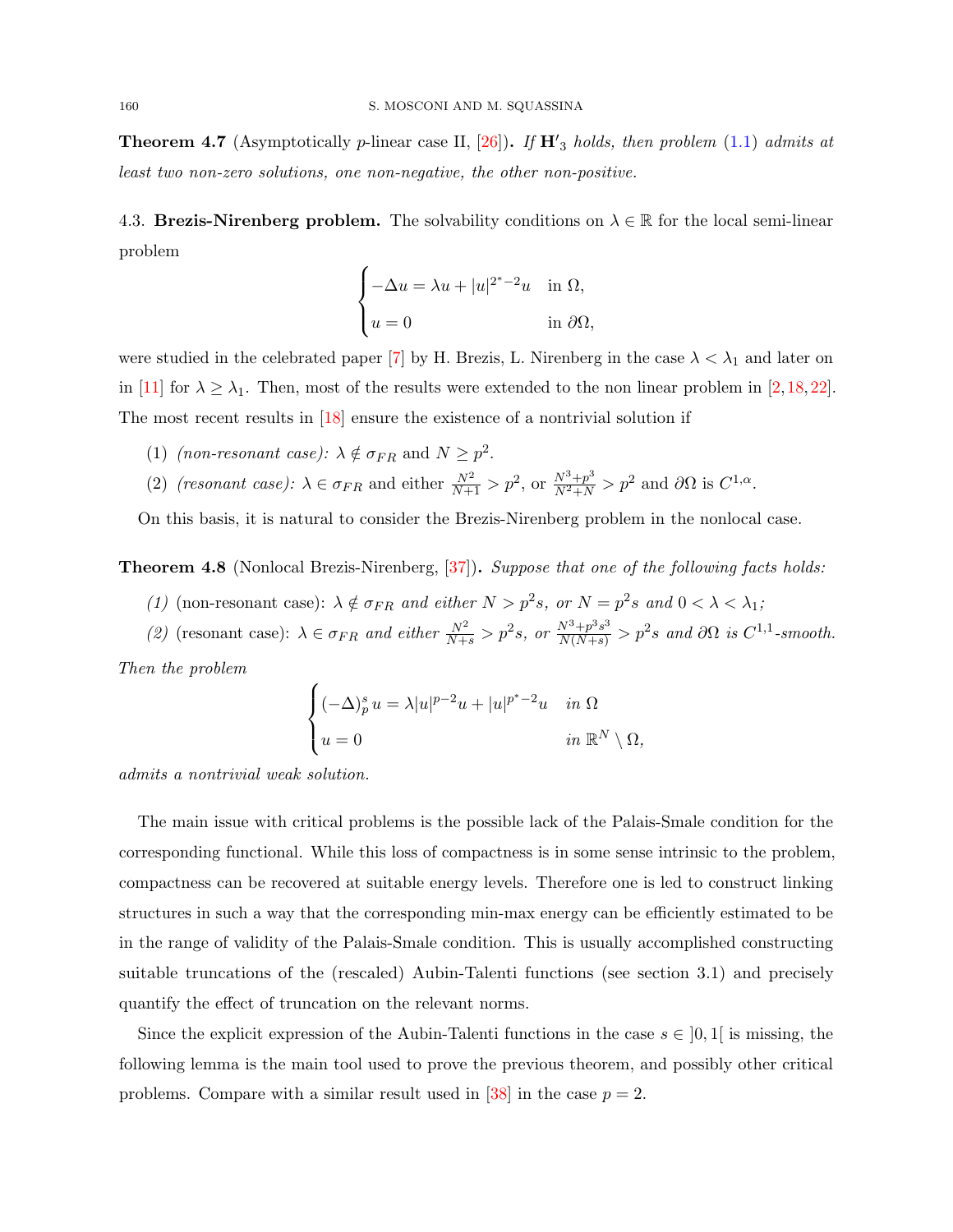**Theorem 4.7** (Asymptotically $p$-linear case II, [26])**.** *If* $\mathbf{H'}_3$ *holds, then problem* (1.1) *admits at least two non-zero solutions, one non-negative, the other non-positive.*

### 4.3. **Brezis-Nirenberg problem.**

The solvability conditions on $\lambda \in \mathbb{R}$ for the local semi-linear problem

$$\begin{cases} -\Delta u = \lambda u + |u|^{2^*-2}u & \text{in } \Omega, \\ u = 0 & \text{in } \partial\Omega, \end{cases}$$

were studied in the celebrated paper [7] by H. Brezis, L. Nirenberg in the case $\lambda < \lambda_1$ and later on in [11] for $\lambda \geq \lambda_1$. Then, most of the results were extended to the non linear problem in [2, 18, 22]. The most recent results in [18] ensure the existence of a nontrivial solution if

(1) *(non-resonant case):* $\lambda \notin \sigma_{FR}$ and $N \geq p^2$.

(2) *(resonant case):* $\lambda \in \sigma_{FR}$ and either $\frac{N^2}{N+1} > p^2$, or $\frac{N^3+p^3}{N^2+N} > p^2$ and $\partial\Omega$ is $C^{1,\alpha}$.

On this basis, it is natural to consider the Brezis-Nirenberg problem in the nonlocal case.

**Theorem 4.8** (Nonlocal Brezis-Nirenberg, [37])**.** *Suppose that one of the following facts holds:*

*(1)* (non-resonant case): *$\lambda \notin \sigma_{FR}$ and either $N > p^2 s$, or $N = p^2 s$ and $0 < \lambda < \lambda_1$;*

*(2)* (resonant case): *$\lambda \in \sigma_{FR}$ and either $\frac{N^2}{N+s} > p^2 s$, or $\frac{N^3+p^3s^3}{N(N+s)} > p^2 s$ and $\partial\Omega$ is $C^{1,1}$-smooth.*

*Then the problem*

$$\begin{cases} (-\Delta)_p^s\, u = \lambda |u|^{p-2}u + |u|^{p^*-2}u & \text{in } \Omega \\ u = 0 & \text{in } \mathbb{R}^N \setminus \Omega, \end{cases}$$

*admits a nontrivial weak solution.*

The main issue with critical problems is the possible lack of the Palais-Smale condition for the corresponding functional. While this loss of compactness is in some sense intrinsic to the problem, compactness can be recovered at suitable energy levels. Therefore one is led to construct linking structures in such a way that the corresponding min-max energy can be efficiently estimated to be in the range of validity of the Palais-Smale condition. This is usually accomplished constructing suitable truncations of the (rescaled) Aubin-Talenti functions (see section 3.1) and precisely quantify the effect of truncation on the relevant norms.

Since the explicit expression of the Aubin-Talenti functions in the case $s \in \,]0, 1[$ is missing, the following lemma is the main tool used to prove the previous theorem, and possibly other critical problems. Compare with a similar result used in [38] in the case $p = 2$.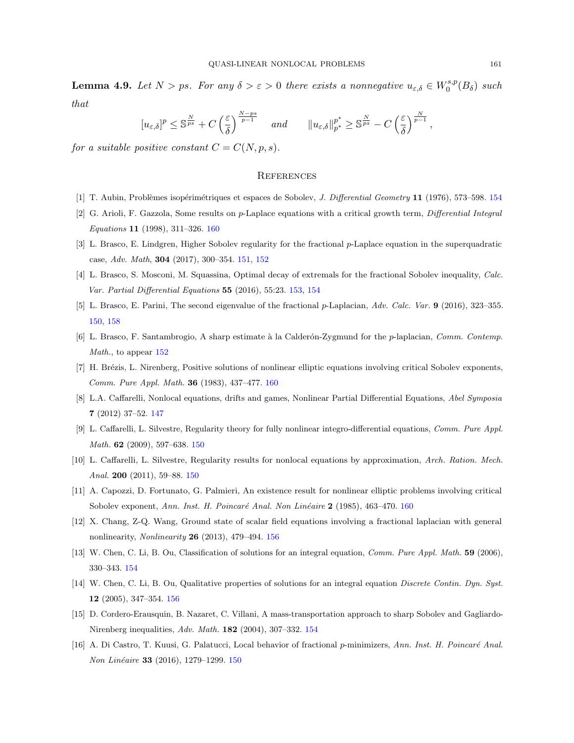**Lemma 4.9.** *Let $N > ps$. For any $\delta > \varepsilon > 0$ there exists a nonnegative $u_{\varepsilon,\delta} \in W_0^{s,p}(B_\delta)$ such that*

$$[u_{\varepsilon,\delta}]^p \leq \mathbb{S}^{\frac{N}{ps}} + C\left(\frac{\varepsilon}{\delta}\right)^{\frac{N-ps}{p-1}} \qquad \text{and} \qquad \|u_{\varepsilon,\delta}\|_{p^*}^{p^*} \geq \mathbb{S}^{\frac{N}{ps}} - C\left(\frac{\varepsilon}{\delta}\right)^{\frac{N}{p-1}},$$

*for a suitable positive constant $C = C(N, p, s)$.*

## References

[1] T. Aubin, Problèmes isopérimétriques et espaces de Sobolev, *J. Differential Geometry* **11** (1976), 573–598. 154

[2] G. Arioli, F. Gazzola, Some results on $p$-Laplace equations with a critical growth term, *Differential Integral Equations* **11** (1998), 311–326. 160

[3] L. Brasco, E. Lindgren, Higher Sobolev regularity for the fractional $p$-Laplace equation in the superquadratic case, *Adv. Math*, **304** (2017), 300–354. 151, 152

[4] L. Brasco, S. Mosconi, M. Squassina, Optimal decay of extremals for the fractional Sobolev inequality, *Calc. Var. Partial Differential Equations* **55** (2016), 55:23. 153, 154

[5] L. Brasco, E. Parini, The second eigenvalue of the fractional $p$-Laplacian, *Adv. Calc. Var.* **9** (2016), 323–355. 150, 158

[6] L. Brasco, F. Santambrogio, A sharp estimate à la Calderón-Zygmund for the $p$-laplacian, *Comm. Contemp. Math.*, to appear 152

[7] H. Brézis, L. Nirenberg, Positive solutions of nonlinear elliptic equations involving critical Sobolev exponents, *Comm. Pure Appl. Math.* **36** (1983), 437–477. 160

[8] L.A. Caffarelli, Nonlocal equations, drifts and games, Nonlinear Partial Differential Equations, *Abel Symposia* **7** (2012) 37–52. 147

[9] L. Caffarelli, L. Silvestre, Regularity theory for fully nonlinear integro-differential equations, *Comm. Pure Appl. Math.* **62** (2009), 597–638. 150

[10] L. Caffarelli, L. Silvestre, Regularity results for nonlocal equations by approximation, *Arch. Ration. Mech. Anal.* **200** (2011), 59–88. 150

[11] A. Capozzi, D. Fortunato, G. Palmieri, An existence result for nonlinear elliptic problems involving critical Sobolev exponent, *Ann. Inst. H. Poincaré Anal. Non Linéaire* **2** (1985), 463–470. 160

[12] X. Chang, Z-Q. Wang, Ground state of scalar field equations involving a fractional laplacian with general nonlinearity, *Nonlinearity* **26** (2013), 479–494. 156

[13] W. Chen, C. Li, B. Ou, Classification of solutions for an integral equation, *Comm. Pure Appl. Math.* **59** (2006), 330–343. 154

[14] W. Chen, C. Li, B. Ou, Qualitative properties of solutions for an integral equation *Discrete Contin. Dyn. Syst.* **12** (2005), 347–354. 156

[15] D. Cordero-Erausquin, B. Nazaret, C. Villani, A mass-transportation approach to sharp Sobolev and Gagliardo-Nirenberg inequalities, *Adv. Math.* **182** (2004), 307–332. 154

[16] A. Di Castro, T. Kuusi, G. Palatucci, Local behavior of fractional $p$-minimizers, *Ann. Inst. H. Poincaré Anal. Non Linéaire* **33** (2016), 1279–1299. 150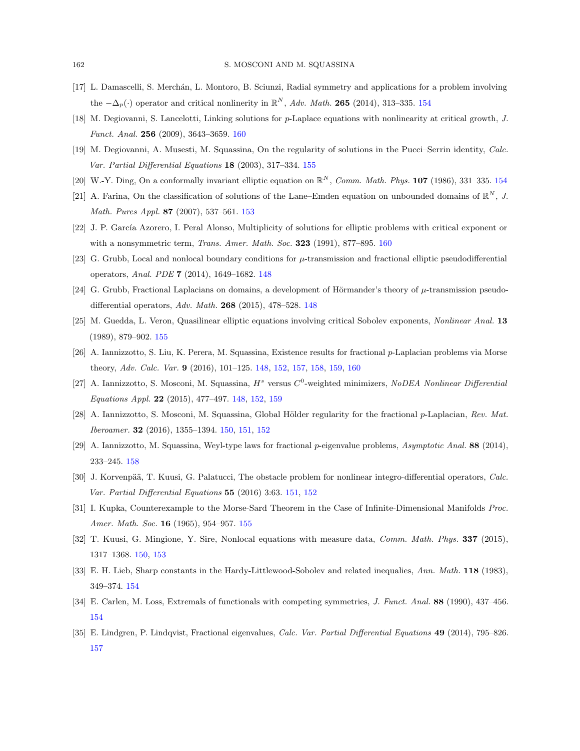[17] L. Damascelli, S. Merchán, L. Montoro, B. Sciunzi, Radial symmetry and applications for a problem involving the $-\Delta_p(\cdot)$ operator and critical nonlinerity in $\mathbb{R}^N$, *Adv. Math.* **265** (2014), 313–335. 154

[18] M. Degiovanni, S. Lancelotti, Linking solutions for $p$-Laplace equations with nonlinearity at critical growth, *J. Funct. Anal.* **256** (2009), 3643–3659. 160

[19] M. Degiovanni, A. Musesti, M. Squassina, On the regularity of solutions in the Pucci–Serrin identity, *Calc. Var. Partial Differential Equations* **18** (2003), 317–334. 155

[20] W.-Y. Ding, On a conformally invariant elliptic equation on $\mathbb{R}^N$, *Comm. Math. Phys.* **107** (1986), 331–335. 154

[21] A. Farina, On the classification of solutions of the Lane–Emden equation on unbounded domains of $\mathbb{R}^N$, *J. Math. Pures Appl.* **87** (2007), 537–561. 153

[22] J. P. García Azorero, I. Peral Alonso, Multiplicity of solutions for elliptic problems with critical exponent or with a nonsymmetric term, *Trans. Amer. Math. Soc.* **323** (1991), 877–895. 160

[23] G. Grubb, Local and nonlocal boundary conditions for $\mu$-transmission and fractional elliptic pseudodifferential operators, *Anal. PDE* **7** (2014), 1649–1682. 148

[24] G. Grubb, Fractional Laplacians on domains, a development of Hörmander's theory of $\mu$-transmission pseudodifferential operators, *Adv. Math.* **268** (2015), 478–528. 148

[25] M. Guedda, L. Veron, Quasilinear elliptic equations involving critical Sobolev exponents, *Nonlinear Anal.* **13** (1989), 879–902. 155

[26] A. Iannizzotto, S. Liu, K. Perera, M. Squassina, Existence results for fractional $p$-Laplacian problems via Morse theory, *Adv. Calc. Var.* **9** (2016), 101–125. 148, 152, 157, 158, 159, 160

[27] A. Iannizzotto, S. Mosconi, M. Squassina, $H^s$ versus $C^0$-weighted minimizers, *NoDEA Nonlinear Differential Equations Appl.* **22** (2015), 477–497. 148, 152, 159

[28] A. Iannizzotto, S. Mosconi, M. Squassina, Global Hölder regularity for the fractional $p$-Laplacian, *Rev. Mat. Iberoamer.* **32** (2016), 1355–1394. 150, 151, 152

[29] A. Iannizzotto, M. Squassina, Weyl-type laws for fractional $p$-eigenvalue problems, *Asymptotic Anal.* **88** (2014), 233–245. 158

[30] J. Korvenpää, T. Kuusi, G. Palatucci, The obstacle problem for nonlinear integro-differential operators, *Calc. Var. Partial Differential Equations* **55** (2016) 3:63. 151, 152

[31] I. Kupka, Counterexample to the Morse-Sard Theorem in the Case of Infinite-Dimensional Manifolds *Proc. Amer. Math. Soc.* **16** (1965), 954–957. 155

[32] T. Kuusi, G. Mingione, Y. Sire, Nonlocal equations with measure data, *Comm. Math. Phys.* **337** (2015), 1317–1368. 150, 153

[33] E. H. Lieb, Sharp constants in the Hardy-Littlewood-Sobolev and related inequalies, *Ann. Math.* **118** (1983), 349–374. 154

[34] E. Carlen, M. Loss, Extremals of functionals with competing symmetries, *J. Funct. Anal.* **88** (1990), 437–456. 154

[35] E. Lindgren, P. Lindqvist, Fractional eigenvalues, *Calc. Var. Partial Differential Equations* **49** (2014), 795–826. 157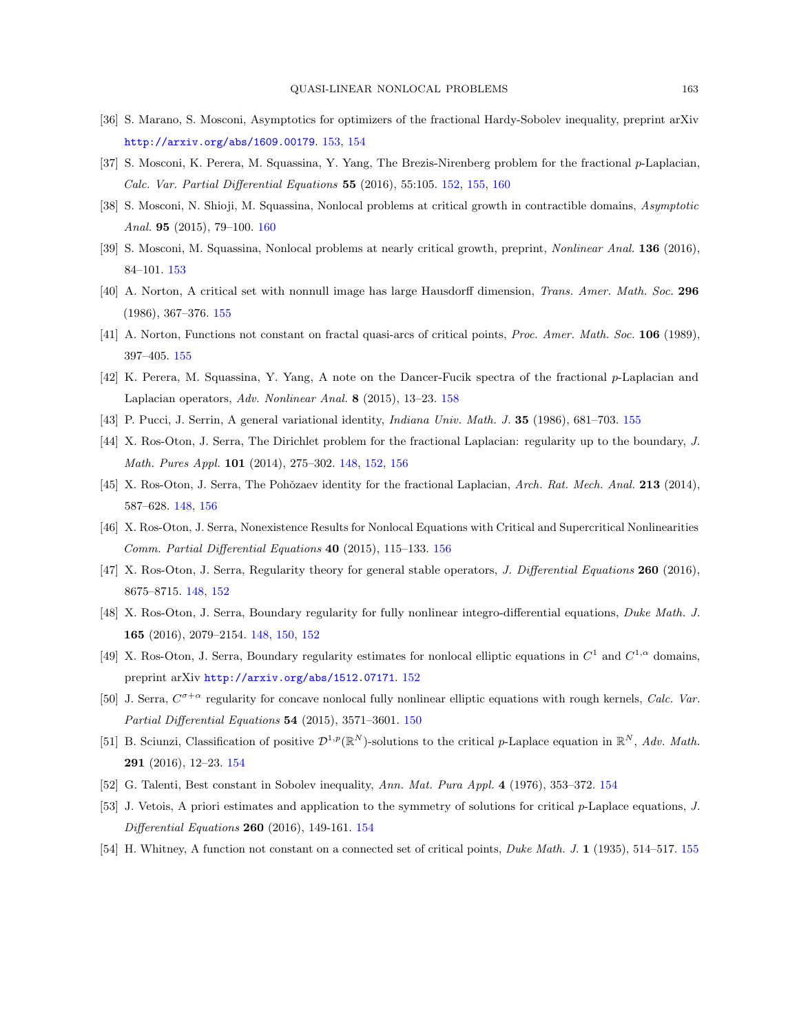[36] S. Marano, S. Mosconi, Asymptotics for optimizers of the fractional Hardy-Sobolev inequality, preprint arXiv http://arxiv.org/abs/1609.00179. 153, 154

[37] S. Mosconi, K. Perera, M. Squassina, Y. Yang, The Brezis-Nirenberg problem for the fractional $p$-Laplacian, *Calc. Var. Partial Differential Equations* **55** (2016), 55:105. 152, 155, 160

[38] S. Mosconi, N. Shioji, M. Squassina, Nonlocal problems at critical growth in contractible domains, *Asymptotic Anal.* **95** (2015), 79–100. 160

[39] S. Mosconi, M. Squassina, Nonlocal problems at nearly critical growth, preprint, *Nonlinear Anal.* **136** (2016), 84–101. 153

[40] A. Norton, A critical set with nonnull image has large Hausdorff dimension, *Trans. Amer. Math. Soc.* **296** (1986), 367–376. 155

[41] A. Norton, Functions not constant on fractal quasi-arcs of critical points, *Proc. Amer. Math. Soc.* **106** (1989), 397–405. 155

[42] K. Perera, M. Squassina, Y. Yang, A note on the Dancer-Fucik spectra of the fractional $p$-Laplacian and Laplacian operators, *Adv. Nonlinear Anal.* **8** (2015), 13–23. 158

[43] P. Pucci, J. Serrin, A general variational identity, *Indiana Univ. Math. J.* **35** (1986), 681–703. 155

[44] X. Ros-Oton, J. Serra, The Dirichlet problem for the fractional Laplacian: regularity up to the boundary, *J. Math. Pures Appl.* **101** (2014), 275–302. 148, 152, 156

[45] X. Ros-Oton, J. Serra, The Pohŏzaev identity for the fractional Laplacian, *Arch. Rat. Mech. Anal.* **213** (2014), 587–628. 148, 156

[46] X. Ros-Oton, J. Serra, Nonexistence Results for Nonlocal Equations with Critical and Supercritical Nonlinearities *Comm. Partial Differential Equations* **40** (2015), 115–133. 156

[47] X. Ros-Oton, J. Serra, Regularity theory for general stable operators, *J. Differential Equations* **260** (2016), 8675–8715. 148, 152

[48] X. Ros-Oton, J. Serra, Boundary regularity for fully nonlinear integro-differential equations, *Duke Math. J.* **165** (2016), 2079–2154. 148, 150, 152

[49] X. Ros-Oton, J. Serra, Boundary regularity estimates for nonlocal elliptic equations in $C^1$ and $C^{1,\alpha}$ domains, preprint arXiv http://arxiv.org/abs/1512.07171. 152

[50] J. Serra, $C^{\sigma+\alpha}$ regularity for concave nonlocal fully nonlinear elliptic equations with rough kernels, *Calc. Var. Partial Differential Equations* **54** (2015), 3571–3601. 150

[51] B. Sciunzi, Classification of positive $\mathcal{D}^{1,p}(\mathbb{R}^N)$-solutions to the critical $p$-Laplace equation in $\mathbb{R}^N$, *Adv. Math.* **291** (2016), 12–23. 154

[52] G. Talenti, Best constant in Sobolev inequality, *Ann. Mat. Pura Appl.* **4** (1976), 353–372. 154

[53] J. Vetois, A priori estimates and application to the symmetry of solutions for critical $p$-Laplace equations, *J. Differential Equations* **260** (2016), 149-161. 154

[54] H. Whitney, A function not constant on a connected set of critical points, *Duke Math. J.* **1** (1935), 514–517. 155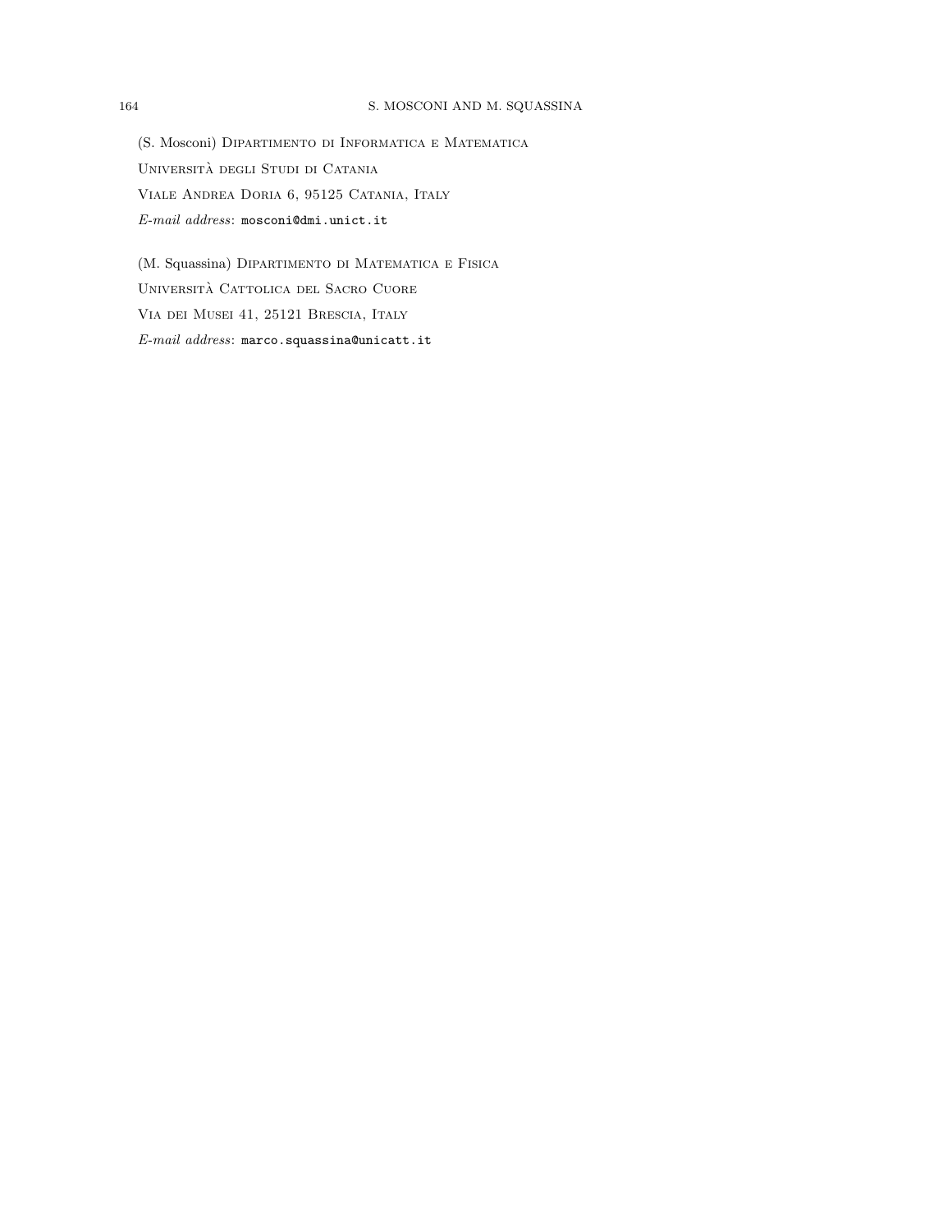(S. Mosconi) Dipartimento di Informatica e Matematica
Università degli Studi di Catania
Viale Andrea Doria 6, 95125 Catania, Italy
*E-mail address*: `mosconi@dmi.unict.it`

(M. Squassina) Dipartimento di Matematica e Fisica
Università Cattolica del Sacro Cuore
Via dei Musei 41, 25121 Brescia, Italy
*E-mail address*: `marco.squassina@unicatt.it`